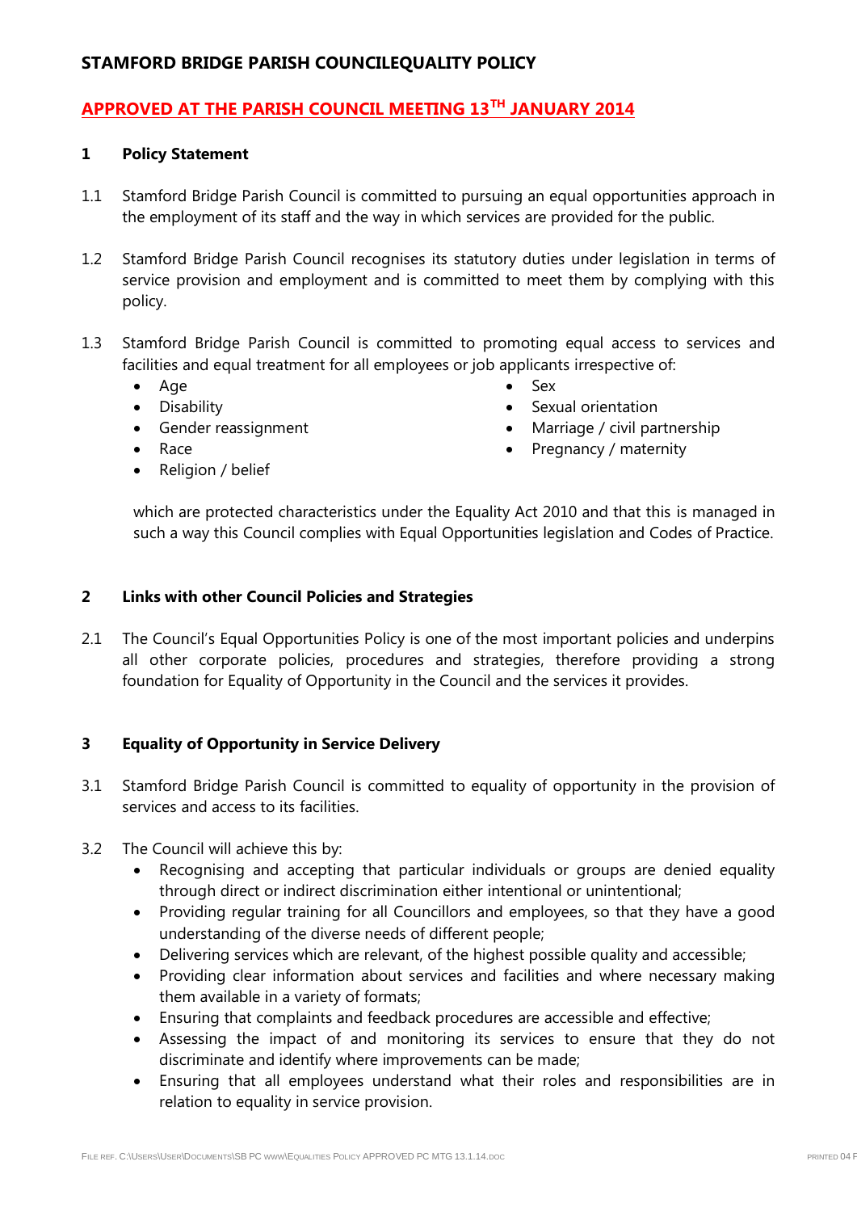# STAMFORD BRIDGE PARISH COUNCILEQUALITY POLICY

**APPROVED AT THE PARISH COUNCIL MEETING 13TH JANUARY 2014**

## 1 Policy Statement

1.1 Stamford Bridge Parish Council is committed to pursuing an equal opportunities approach in the employment of its staff and the way in which services are provided for the public.

1.2 Stamford Bridge Parish Council recognises its statutory duties under legislation in terms of service provision and employment and is committed to meet them by complying with this policy.

1.3 Stamford Bridge Parish Council is committed to promoting equal access to services and facilities and equal treatment for all employees or job applicants irrespective of:

- Age
- Disability
- Gender reassignment
- Race
- Religion / belief
- Sex
- Sexual orientation
- Marriage / civil partnership
- Pregnancy / maternity

which are protected characteristics under the Equality Act 2010 and that this is managed in such a way this Council complies with Equal Opportunities legislation and Codes of Practice.

## 2 Links with other Council Policies and Strategies

2.1 The Council's Equal Opportunities Policy is one of the most important policies and underpins all other corporate policies, procedures and strategies, therefore providing a strong foundation for Equality of Opportunity in the Council and the services it provides.

## 3 Equality of Opportunity in Service Delivery

3.1 Stamford Bridge Parish Council is committed to equality of opportunity in the provision of services and access to its facilities.

3.2 The Council will achieve this by:

- Recognising and accepting that particular individuals or groups are denied equality through direct or indirect discrimination either intentional or unintentional;
- Providing regular training for all Councillors and employees, so that they have a good understanding of the diverse needs of different people;
- Delivering services which are relevant, of the highest possible quality and accessible;
- Providing clear information about services and facilities and where necessary making them available in a variety of formats;
- Ensuring that complaints and feedback procedures are accessible and effective;
- Assessing the impact of and monitoring its services to ensure that they do not discriminate and identify where improvements can be made;
- Ensuring that all employees understand what their roles and responsibilities are in relation to equality in service provision.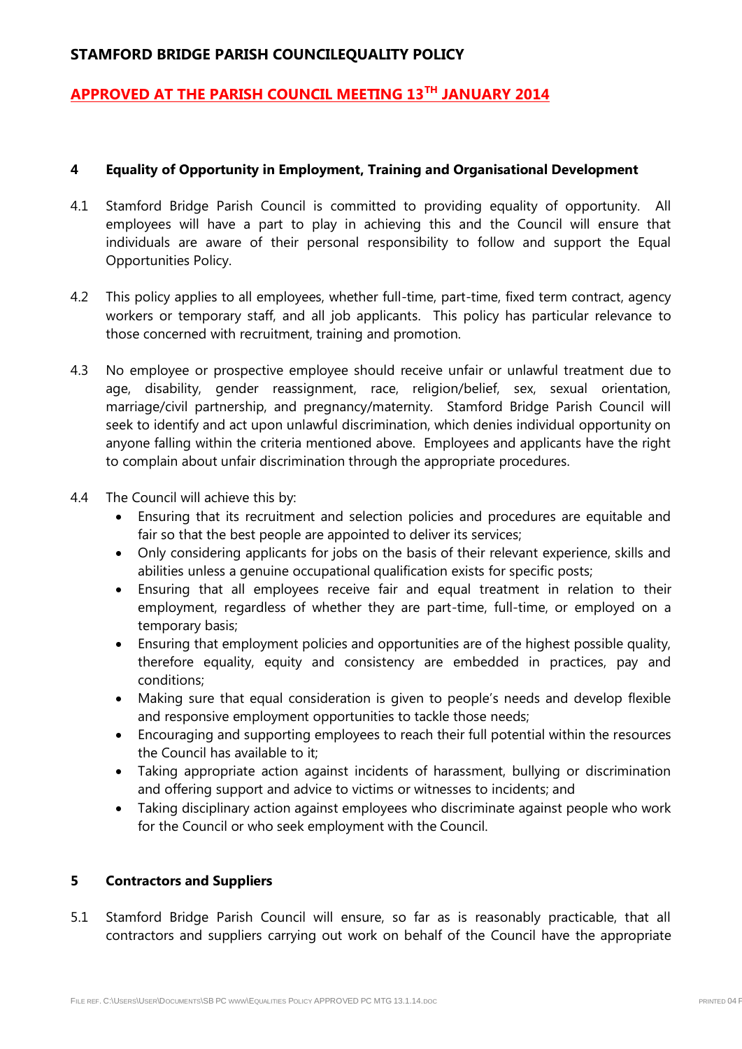**STAMFORD BRIDGE PARISH COUNCILEQUALITY POLICY**

**APPROVED AT THE PARISH COUNCIL MEETING 13TH JANUARY 2014**

## 4 Equality of Opportunity in Employment, Training and Organisational Development

4.1 Stamford Bridge Parish Council is committed to providing equality of opportunity. All employees will have a part to play in achieving this and the Council will ensure that individuals are aware of their personal responsibility to follow and support the Equal Opportunities Policy.

4.2 This policy applies to all employees, whether full-time, part-time, fixed term contract, agency workers or temporary staff, and all job applicants. This policy has particular relevance to those concerned with recruitment, training and promotion.

4.3 No employee or prospective employee should receive unfair or unlawful treatment due to age, disability, gender reassignment, race, religion/belief, sex, sexual orientation, marriage/civil partnership, and pregnancy/maternity. Stamford Bridge Parish Council will seek to identify and act upon unlawful discrimination, which denies individual opportunity on anyone falling within the criteria mentioned above. Employees and applicants have the right to complain about unfair discrimination through the appropriate procedures.

4.4 The Council will achieve this by:

- Ensuring that its recruitment and selection policies and procedures are equitable and fair so that the best people are appointed to deliver its services;
- Only considering applicants for jobs on the basis of their relevant experience, skills and abilities unless a genuine occupational qualification exists for specific posts;
- Ensuring that all employees receive fair and equal treatment in relation to their employment, regardless of whether they are part-time, full-time, or employed on a temporary basis;
- Ensuring that employment policies and opportunities are of the highest possible quality, therefore equality, equity and consistency are embedded in practices, pay and conditions;
- Making sure that equal consideration is given to people's needs and develop flexible and responsive employment opportunities to tackle those needs;
- Encouraging and supporting employees to reach their full potential within the resources the Council has available to it;
- Taking appropriate action against incidents of harassment, bullying or discrimination and offering support and advice to victims or witnesses to incidents; and
- Taking disciplinary action against employees who discriminate against people who work for the Council or who seek employment with the Council.

## 5 Contractors and Suppliers

5.1 Stamford Bridge Parish Council will ensure, so far as is reasonably practicable, that all contractors and suppliers carrying out work on behalf of the Council have the appropriate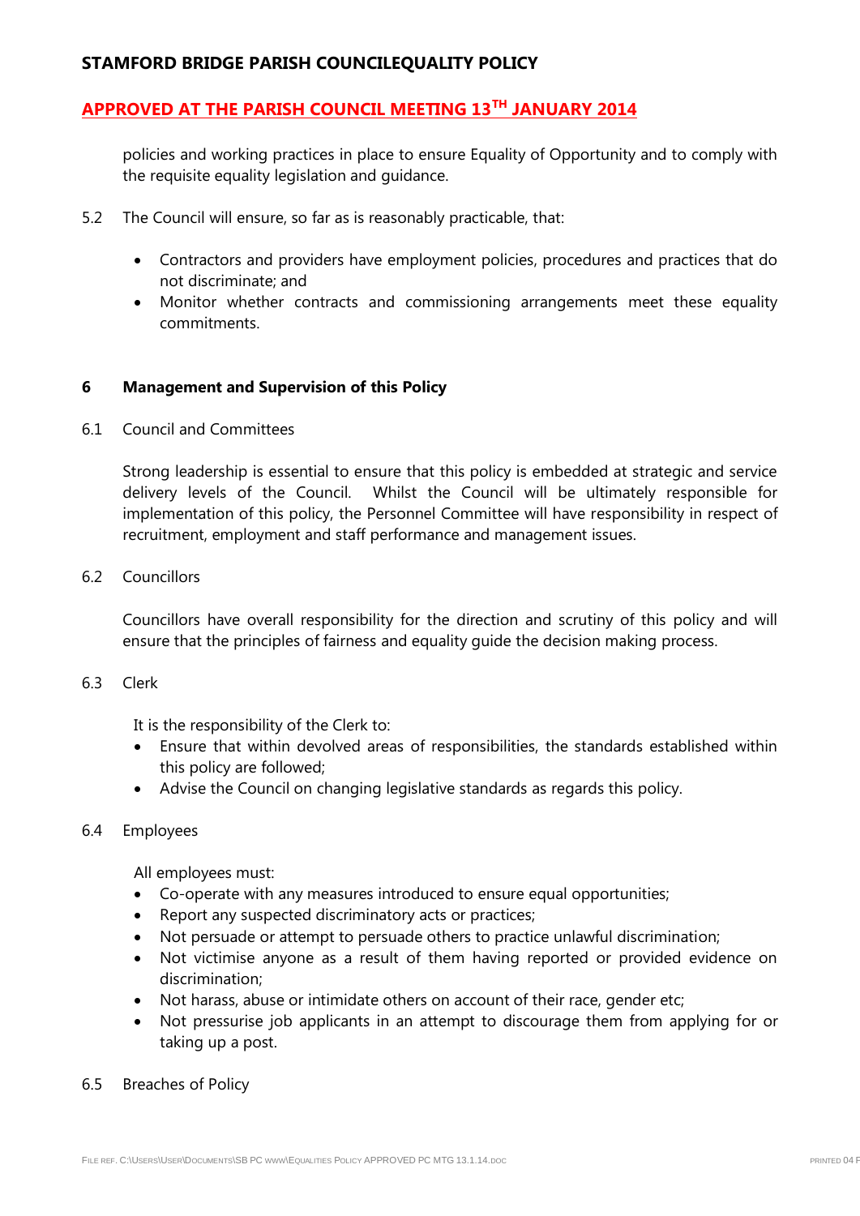policies and working practices in place to ensure Equality of Opportunity and to comply with the requisite equality legislation and guidance.

5.2 The Council will ensure, so far as is reasonably practicable, that:

- Contractors and providers have employment policies, procedures and practices that do not discriminate; and
- Monitor whether contracts and commissioning arrangements meet these equality commitments.

## 6 Management and Supervision of this Policy

6.1 Council and Committees

Strong leadership is essential to ensure that this policy is embedded at strategic and service delivery levels of the Council. Whilst the Council will be ultimately responsible for implementation of this policy, the Personnel Committee will have responsibility in respect of recruitment, employment and staff performance and management issues.

6.2 Councillors

Councillors have overall responsibility for the direction and scrutiny of this policy and will ensure that the principles of fairness and equality guide the decision making process.

6.3 Clerk

It is the responsibility of the Clerk to:

- Ensure that within devolved areas of responsibilities, the standards established within this policy are followed;
- Advise the Council on changing legislative standards as regards this policy.

6.4 Employees

All employees must:

- Co-operate with any measures introduced to ensure equal opportunities;
- Report any suspected discriminatory acts or practices;
- Not persuade or attempt to persuade others to practice unlawful discrimination;
- Not victimise anyone as a result of them having reported or provided evidence on discrimination;
- Not harass, abuse or intimidate others on account of their race, gender etc;
- Not pressurise job applicants in an attempt to discourage them from applying for or taking up a post.

6.5 Breaches of Policy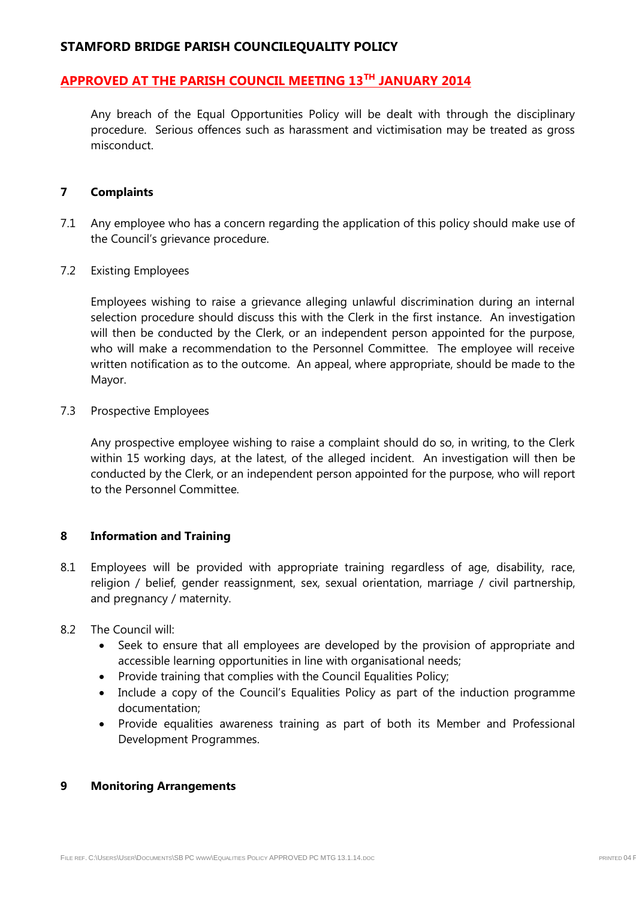Any breach of the Equal Opportunities Policy will be dealt with through the disciplinary procedure. Serious offences such as harassment and victimisation may be treated as gross misconduct.

## 7 Complaints

7.1 Any employee who has a concern regarding the application of this policy should make use of the Council's grievance procedure.

7.2 Existing Employees

Employees wishing to raise a grievance alleging unlawful discrimination during an internal selection procedure should discuss this with the Clerk in the first instance. An investigation will then be conducted by the Clerk, or an independent person appointed for the purpose, who will make a recommendation to the Personnel Committee. The employee will receive written notification as to the outcome. An appeal, where appropriate, should be made to the Mayor.

7.3 Prospective Employees

Any prospective employee wishing to raise a complaint should do so, in writing, to the Clerk within 15 working days, at the latest, of the alleged incident. An investigation will then be conducted by the Clerk, or an independent person appointed for the purpose, who will report to the Personnel Committee.

## 8 Information and Training

8.1 Employees will be provided with appropriate training regardless of age, disability, race, religion / belief, gender reassignment, sex, sexual orientation, marriage / civil partnership, and pregnancy / maternity.

8.2 The Council will:

- Seek to ensure that all employees are developed by the provision of appropriate and accessible learning opportunities in line with organisational needs;
- Provide training that complies with the Council Equalities Policy;
- Include a copy of the Council's Equalities Policy as part of the induction programme documentation;
- Provide equalities awareness training as part of both its Member and Professional Development Programmes.

## 9 Monitoring Arrangements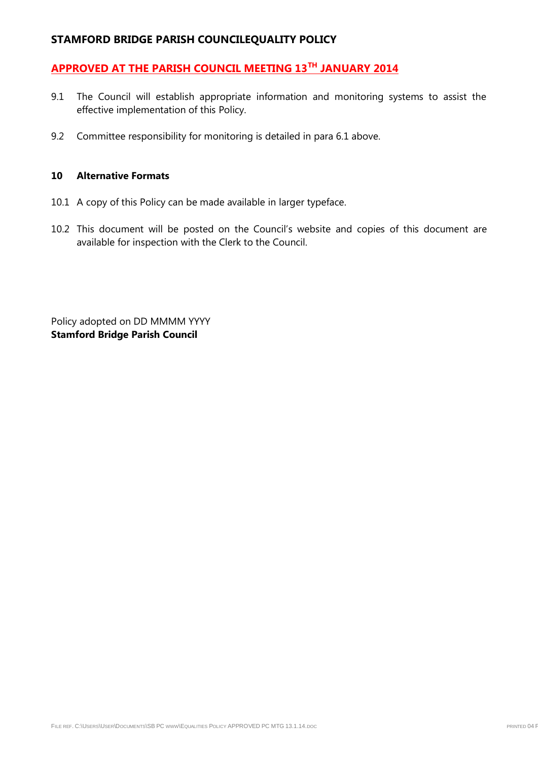**STAMFORD BRIDGE PARISH COUNCILEQUALITY POLICY**

**APPROVED AT THE PARISH COUNCIL MEETING 13TH JANUARY 2014**

9.1 The Council will establish appropriate information and monitoring systems to assist the effective implementation of this Policy.

9.2 Committee responsibility for monitoring is detailed in para 6.1 above.

**10 Alternative Formats**

10.1 A copy of this Policy can be made available in larger typeface.

10.2 This document will be posted on the Council's website and copies of this document are available for inspection with the Clerk to the Council.

Policy adopted on DD MMMM YYYY
**Stamford Bridge Parish Council**